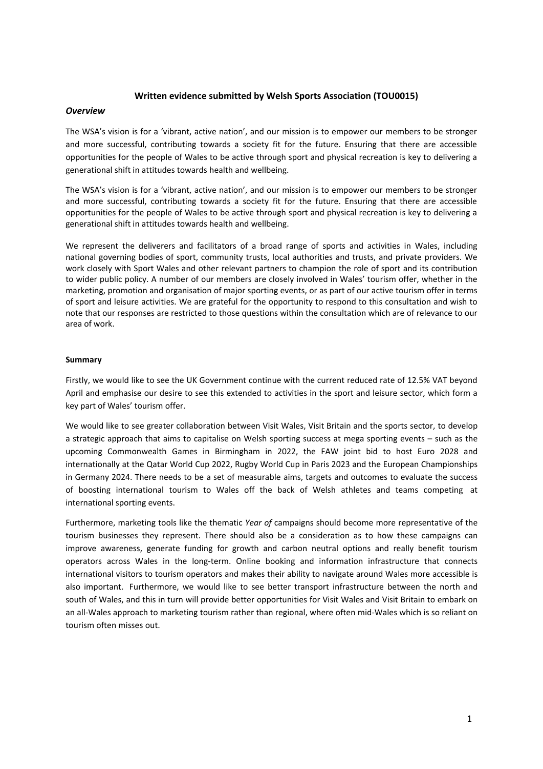**Written evidence submitted by Welsh Sports Association (TOU0015)**

## *Overview*

The WSA's vision is for a 'vibrant, active nation', and our mission is to empower our members to be stronger and more successful, contributing towards a society fit for the future. Ensuring that there are accessible opportunities for the people of Wales to be active through sport and physical recreation is key to delivering a generational shift in attitudes towards health and wellbeing.

The WSA's vision is for a 'vibrant, active nation', and our mission is to empower our members to be stronger and more successful, contributing towards a society fit for the future. Ensuring that there are accessible opportunities for the people of Wales to be active through sport and physical recreation is key to delivering a generational shift in attitudes towards health and wellbeing.

We represent the deliverers and facilitators of a broad range of sports and activities in Wales, including national governing bodies of sport, community trusts, local authorities and trusts, and private providers. We work closely with Sport Wales and other relevant partners to champion the role of sport and its contribution to wider public policy. A number of our members are closely involved in Wales' tourism offer, whether in the marketing, promotion and organisation of major sporting events, or as part of our active tourism offer in terms of sport and leisure activities. We are grateful for the opportunity to respond to this consultation and wish to note that our responses are restricted to those questions within the consultation which are of relevance to our area of work.

## **Summary**

Firstly, we would like to see the UK Government continue with the current reduced rate of 12.5% VAT beyond April and emphasise our desire to see this extended to activities in the sport and leisure sector, which form a key part of Wales' tourism offer.

We would like to see greater collaboration between Visit Wales, Visit Britain and the sports sector, to develop a strategic approach that aims to capitalise on Welsh sporting success at mega sporting events – such as the upcoming Commonwealth Games in Birmingham in 2022, the FAW joint bid to host Euro 2028 and internationally at the Qatar World Cup 2022, Rugby World Cup in Paris 2023 and the European Championships in Germany 2024. There needs to be a set of measurable aims, targets and outcomes to evaluate the success of boosting international tourism to Wales off the back of Welsh athletes and teams competing at international sporting events.

Furthermore, marketing tools like the thematic *Year of* campaigns should become more representative of the tourism businesses they represent. There should also be a consideration as to how these campaigns can improve awareness, generate funding for growth and carbon neutral options and really benefit tourism operators across Wales in the long-term. Online booking and information infrastructure that connects international visitors to tourism operators and makes their ability to navigate around Wales more accessible is also important. Furthermore, we would like to see better transport infrastructure between the north and south of Wales, and this in turn will provide better opportunities for Visit Wales and Visit Britain to embark on an all-Wales approach to marketing tourism rather than regional, where often mid-Wales which is so reliant on tourism often misses out.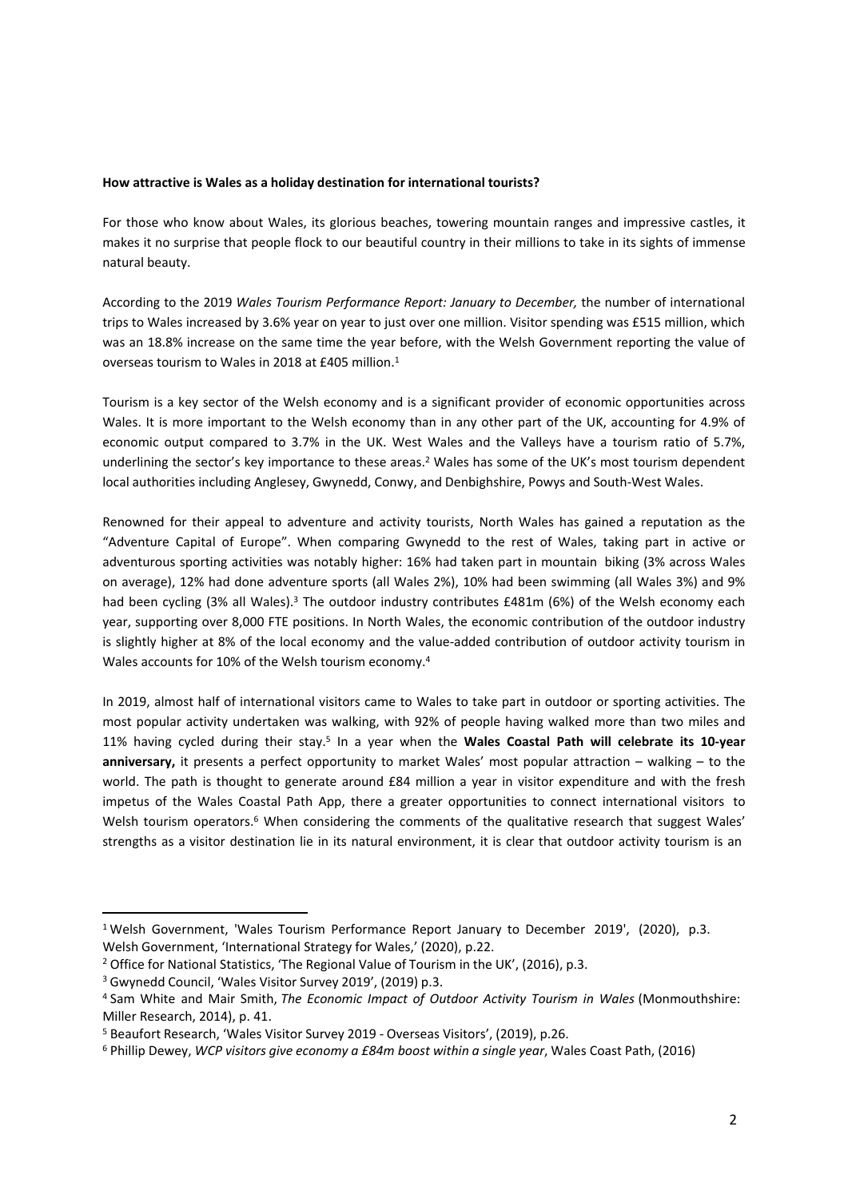**How attractive is Wales as a holiday destination for international tourists?**

For those who know about Wales, its glorious beaches, towering mountain ranges and impressive castles, it makes it no surprise that people flock to our beautiful country in their millions to take in its sights of immense natural beauty.

According to the 2019 *Wales Tourism Performance Report: January to December,* the number of international trips to Wales increased by 3.6% year on year to just over one million. Visitor spending was £515 million, which was an 18.8% increase on the same time the year before, with the Welsh Government reporting the value of overseas tourism to Wales in 2018 at £405 million.[1]

Tourism is a key sector of the Welsh economy and is a significant provider of economic opportunities across Wales. It is more important to the Welsh economy than in any other part of the UK, accounting for 4.9% of economic output compared to 3.7% in the UK. West Wales and the Valleys have a tourism ratio of 5.7%, underlining the sector's key importance to these areas.[2] Wales has some of the UK's most tourism dependent local authorities including Anglesey, Gwynedd, Conwy, and Denbighshire, Powys and South-West Wales.

Renowned for their appeal to adventure and activity tourists, North Wales has gained a reputation as the "Adventure Capital of Europe". When comparing Gwynedd to the rest of Wales, taking part in active or adventurous sporting activities was notably higher: 16% had taken part in mountain biking (3% across Wales on average), 12% had done adventure sports (all Wales 2%), 10% had been swimming (all Wales 3%) and 9% had been cycling (3% all Wales).[3] The outdoor industry contributes £481m (6%) of the Welsh economy each year, supporting over 8,000 FTE positions. In North Wales, the economic contribution of the outdoor industry is slightly higher at 8% of the local economy and the value-added contribution of outdoor activity tourism in Wales accounts for 10% of the Welsh tourism economy.[4]

In 2019, almost half of international visitors came to Wales to take part in outdoor or sporting activities. The most popular activity undertaken was walking, with 92% of people having walked more than two miles and 11% having cycled during their stay.[5] In a year when the **Wales Coastal Path will celebrate its 10-year anniversary,** it presents a perfect opportunity to market Wales' most popular attraction – walking – to the world. The path is thought to generate around £84 million a year in visitor expenditure and with the fresh impetus of the Wales Coastal Path App, there a greater opportunities to connect international visitors to Welsh tourism operators.[6] When considering the comments of the qualitative research that suggest Wales' strengths as a visitor destination lie in its natural environment, it is clear that outdoor activity tourism is an

---

[1] Welsh Government, 'Wales Tourism Performance Report January to December 2019', (2020), p.3. Welsh Government, 'International Strategy for Wales,' (2020), p.22.

[2] Office for National Statistics, 'The Regional Value of Tourism in the UK', (2016), p.3.

[3] Gwynedd Council, 'Wales Visitor Survey 2019', (2019) p.3.

[4] Sam White and Mair Smith, *The Economic Impact of Outdoor Activity Tourism in Wales* (Monmouthshire: Miller Research, 2014), p. 41.

[5] Beaufort Research, 'Wales Visitor Survey 2019 - Overseas Visitors', (2019), p.26.

[6] Phillip Dewey, *WCP visitors give economy a £84m boost within a single year*, Wales Coast Path, (2016)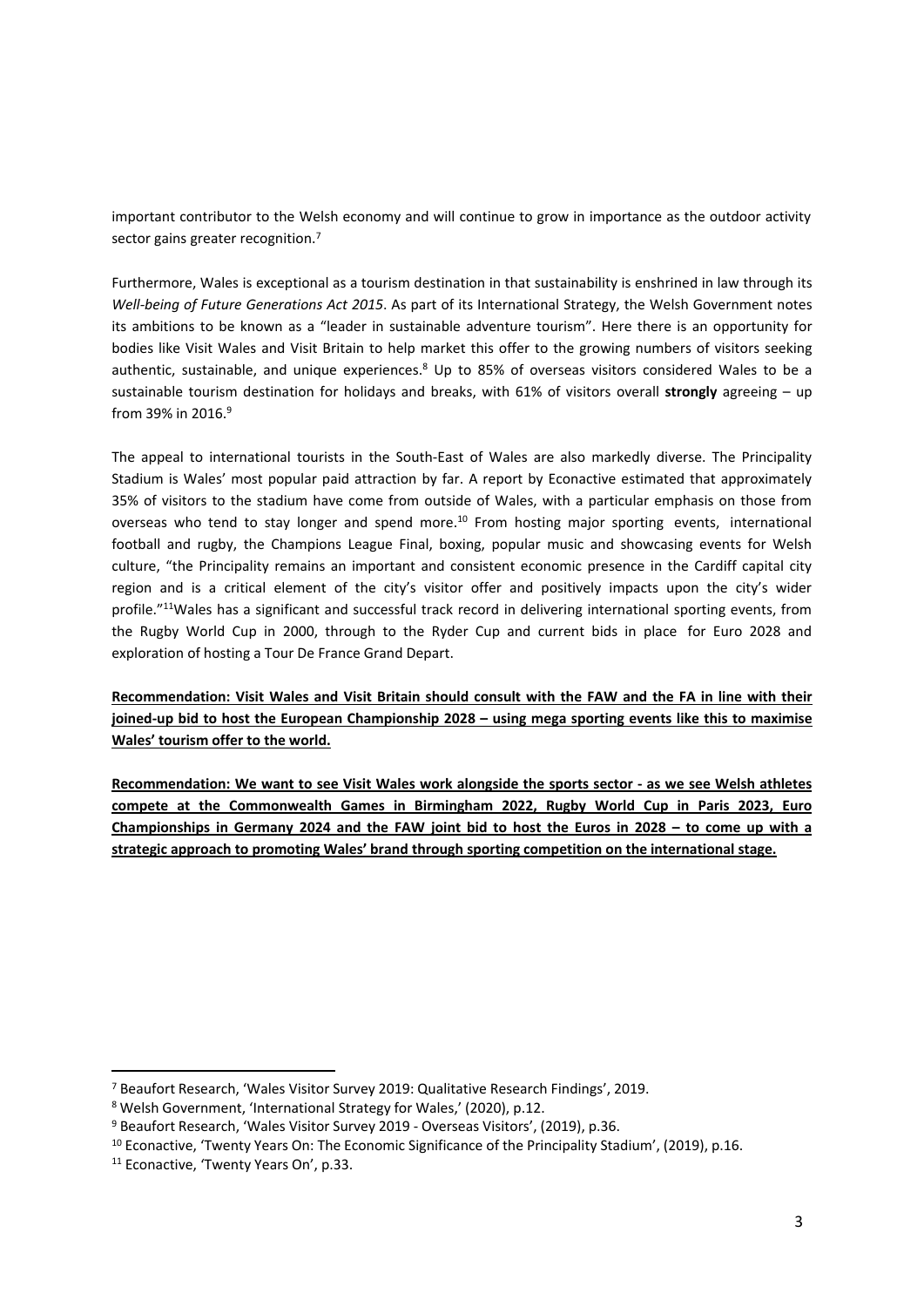important contributor to the Welsh economy and will continue to grow in importance as the outdoor activity sector gains greater recognition.[7]

Furthermore, Wales is exceptional as a tourism destination in that sustainability is enshrined in law through its *Well-being of Future Generations Act 2015*. As part of its International Strategy, the Welsh Government notes its ambitions to be known as a "leader in sustainable adventure tourism". Here there is an opportunity for bodies like Visit Wales and Visit Britain to help market this offer to the growing numbers of visitors seeking authentic, sustainable, and unique experiences.[8] Up to 85% of overseas visitors considered Wales to be a sustainable tourism destination for holidays and breaks, with 61% of visitors overall **strongly** agreeing – up from 39% in 2016.[9]

The appeal to international tourists in the South-East of Wales are also markedly diverse. The Principality Stadium is Wales' most popular paid attraction by far. A report by Econactive estimated that approximately 35% of visitors to the stadium have come from outside of Wales, with a particular emphasis on those from overseas who tend to stay longer and spend more.[10] From hosting major sporting events, international football and rugby, the Champions League Final, boxing, popular music and showcasing events for Welsh culture, "the Principality remains an important and consistent economic presence in the Cardiff capital city region and is a critical element of the city's visitor offer and positively impacts upon the city's wider profile."[11]Wales has a significant and successful track record in delivering international sporting events, from the Rugby World Cup in 2000, through to the Ryder Cup and current bids in place for Euro 2028 and exploration of hosting a Tour De France Grand Depart.

**Recommendation: Visit Wales and Visit Britain should consult with the FAW and the FA in line with their joined-up bid to host the European Championship 2028 – using mega sporting events like this to maximise Wales' tourism offer to the world.**

**Recommendation: We want to see Visit Wales work alongside the sports sector - as we see Welsh athletes compete at the Commonwealth Games in Birmingham 2022, Rugby World Cup in Paris 2023, Euro Championships in Germany 2024 and the FAW joint bid to host the Euros in 2028 – to come up with a strategic approach to promoting Wales' brand through sporting competition on the international stage.**

---

[7] Beaufort Research, 'Wales Visitor Survey 2019: Qualitative Research Findings', 2019.

[8] Welsh Government, 'International Strategy for Wales,' (2020), p.12.

[9] Beaufort Research, 'Wales Visitor Survey 2019 - Overseas Visitors', (2019), p.36.

[10] Econactive, 'Twenty Years On: The Economic Significance of the Principality Stadium', (2019), p.16.

[11] Econactive, 'Twenty Years On', p.33.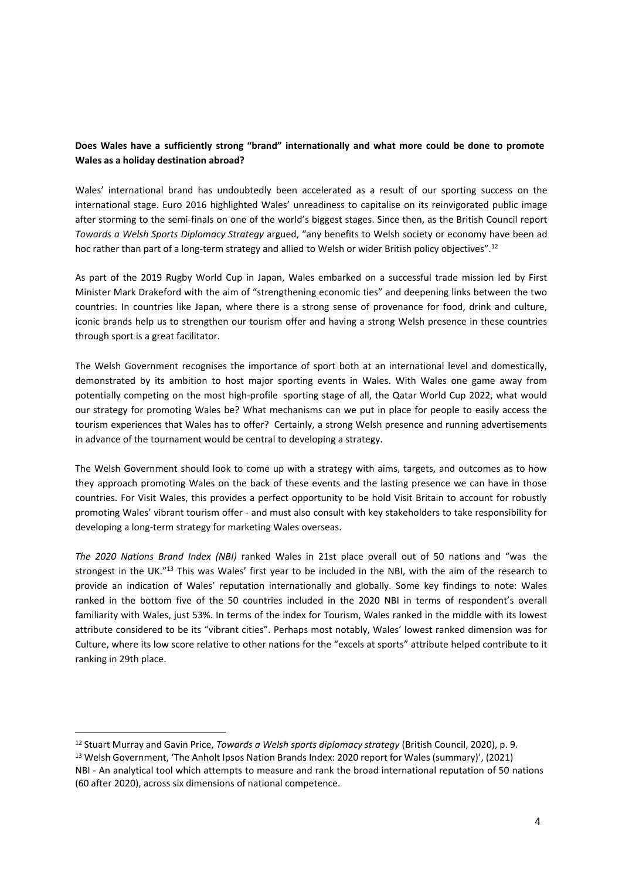**Does Wales have a sufficiently strong "brand" internationally and what more could be done to promote Wales as a holiday destination abroad?**

Wales' international brand has undoubtedly been accelerated as a result of our sporting success on the international stage. Euro 2016 highlighted Wales' unreadiness to capitalise on its reinvigorated public image after storming to the semi-finals on one of the world's biggest stages. Since then, as the British Council report *Towards a Welsh Sports Diplomacy Strategy* argued, "any benefits to Welsh society or economy have been ad hoc rather than part of a long-term strategy and allied to Welsh or wider British policy objectives".[12]

As part of the 2019 Rugby World Cup in Japan, Wales embarked on a successful trade mission led by First Minister Mark Drakeford with the aim of "strengthening economic ties" and deepening links between the two countries. In countries like Japan, where there is a strong sense of provenance for food, drink and culture, iconic brands help us to strengthen our tourism offer and having a strong Welsh presence in these countries through sport is a great facilitator.

The Welsh Government recognises the importance of sport both at an international level and domestically, demonstrated by its ambition to host major sporting events in Wales. With Wales one game away from potentially competing on the most high-profile sporting stage of all, the Qatar World Cup 2022, what would our strategy for promoting Wales be? What mechanisms can we put in place for people to easily access the tourism experiences that Wales has to offer? Certainly, a strong Welsh presence and running advertisements in advance of the tournament would be central to developing a strategy.

The Welsh Government should look to come up with a strategy with aims, targets, and outcomes as to how they approach promoting Wales on the back of these events and the lasting presence we can have in those countries. For Visit Wales, this provides a perfect opportunity to be hold Visit Britain to account for robustly promoting Wales' vibrant tourism offer - and must also consult with key stakeholders to take responsibility for developing a long-term strategy for marketing Wales overseas.

*The 2020 Nations Brand Index (NBI)* ranked Wales in 21st place overall out of 50 nations and "was the strongest in the UK."[13] This was Wales' first year to be included in the NBI, with the aim of the research to provide an indication of Wales' reputation internationally and globally. Some key findings to note: Wales ranked in the bottom five of the 50 countries included in the 2020 NBI in terms of respondent's overall familiarity with Wales, just 53%. In terms of the index for Tourism, Wales ranked in the middle with its lowest attribute considered to be its "vibrant cities". Perhaps most notably, Wales' lowest ranked dimension was for Culture, where its low score relative to other nations for the "excels at sports" attribute helped contribute to it ranking in 29th place.

---

[12] Stuart Murray and Gavin Price, *Towards a Welsh sports diplomacy strategy* (British Council, 2020), p. 9.

[13] Welsh Government, 'The Anholt Ipsos Nation Brands Index: 2020 report for Wales (summary)', (2021)

NBI - An analytical tool which attempts to measure and rank the broad international reputation of 50 nations (60 after 2020), across six dimensions of national competence.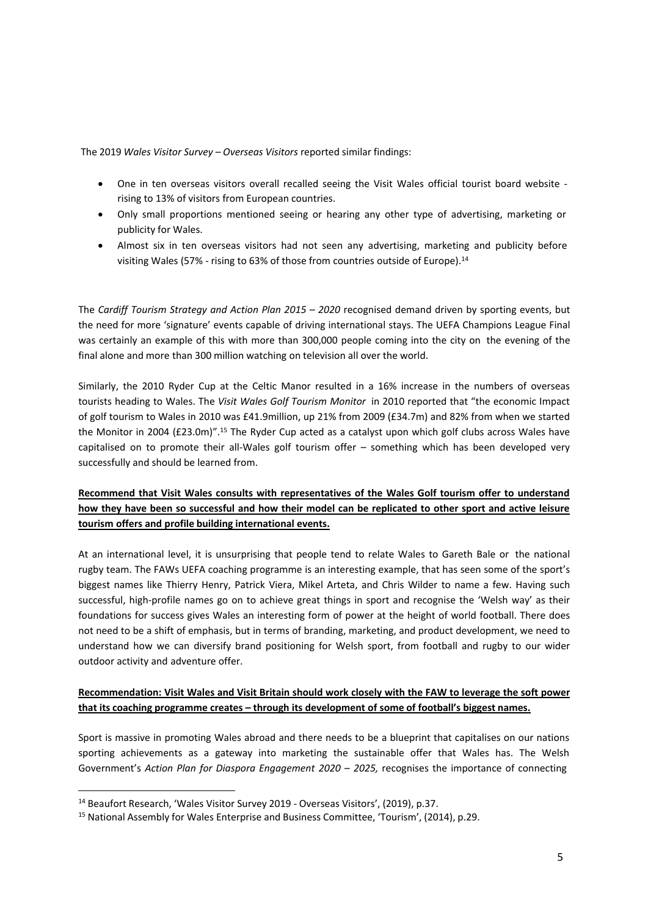The 2019 *Wales Visitor Survey – Overseas Visitors* reported similar findings:

- One in ten overseas visitors overall recalled seeing the Visit Wales official tourist board website - rising to 13% of visitors from European countries.
- Only small proportions mentioned seeing or hearing any other type of advertising, marketing or publicity for Wales.
- Almost six in ten overseas visitors had not seen any advertising, marketing and publicity before visiting Wales (57% - rising to 63% of those from countries outside of Europe).[14]

The *Cardiff Tourism Strategy and Action Plan 2015 – 2020* recognised demand driven by sporting events, but the need for more 'signature' events capable of driving international stays. The UEFA Champions League Final was certainly an example of this with more than 300,000 people coming into the city on the evening of the final alone and more than 300 million watching on television all over the world.

Similarly, the 2010 Ryder Cup at the Celtic Manor resulted in a 16% increase in the numbers of overseas tourists heading to Wales. The *Visit Wales Golf Tourism Monitor* in 2010 reported that "the economic Impact of golf tourism to Wales in 2010 was £41.9million, up 21% from 2009 (£34.7m) and 82% from when we started the Monitor in 2004 (£23.0m)".[15] The Ryder Cup acted as a catalyst upon which golf clubs across Wales have capitalised on to promote their all-Wales golf tourism offer – something which has been developed very successfully and should be learned from.

**Recommend that Visit Wales consults with representatives of the Wales Golf tourism offer to understand how they have been so successful and how their model can be replicated to other sport and active leisure tourism offers and profile building international events.**

At an international level, it is unsurprising that people tend to relate Wales to Gareth Bale or the national rugby team. The FAWs UEFA coaching programme is an interesting example, that has seen some of the sport's biggest names like Thierry Henry, Patrick Viera, Mikel Arteta, and Chris Wilder to name a few. Having such successful, high-profile names go on to achieve great things in sport and recognise the 'Welsh way' as their foundations for success gives Wales an interesting form of power at the height of world football. There does not need to be a shift of emphasis, but in terms of branding, marketing, and product development, we need to understand how we can diversify brand positioning for Welsh sport, from football and rugby to our wider outdoor activity and adventure offer.

**Recommendation: Visit Wales and Visit Britain should work closely with the FAW to leverage the soft power that its coaching programme creates – through its development of some of football's biggest names.**

Sport is massive in promoting Wales abroad and there needs to be a blueprint that capitalises on our nations sporting achievements as a gateway into marketing the sustainable offer that Wales has. The Welsh Government's *Action Plan for Diaspora Engagement 2020 – 2025,* recognises the importance of connecting

---

[14] Beaufort Research, 'Wales Visitor Survey 2019 - Overseas Visitors', (2019), p.37.

[15] National Assembly for Wales Enterprise and Business Committee, 'Tourism', (2014), p.29.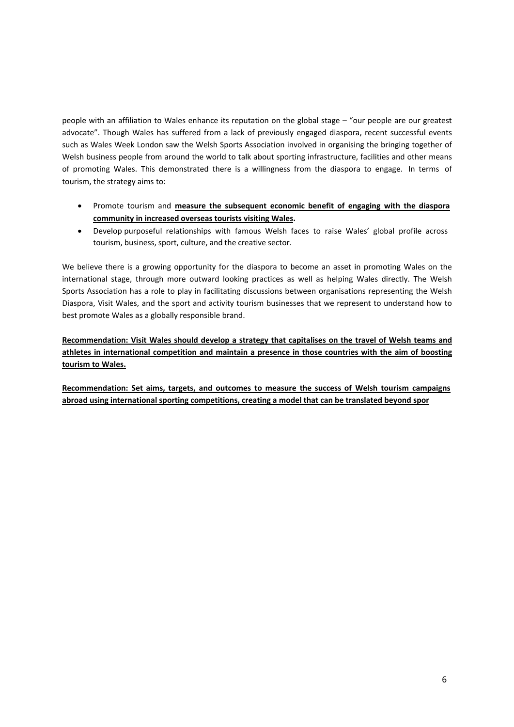people with an affiliation to Wales enhance its reputation on the global stage – "our people are our greatest advocate". Though Wales has suffered from a lack of previously engaged diaspora, recent successful events such as Wales Week London saw the Welsh Sports Association involved in organising the bringing together of Welsh business people from around the world to talk about sporting infrastructure, facilities and other means of promoting Wales. This demonstrated there is a willingness from the diaspora to engage. In terms of tourism, the strategy aims to:

- Promote tourism and **measure the subsequent economic benefit of engaging with the diaspora community in increased overseas tourists visiting Wales.**
- Develop purposeful relationships with famous Welsh faces to raise Wales' global profile across tourism, business, sport, culture, and the creative sector.

We believe there is a growing opportunity for the diaspora to become an asset in promoting Wales on the international stage, through more outward looking practices as well as helping Wales directly. The Welsh Sports Association has a role to play in facilitating discussions between organisations representing the Welsh Diaspora, Visit Wales, and the sport and activity tourism businesses that we represent to understand how to best promote Wales as a globally responsible brand.

**Recommendation: Visit Wales should develop a strategy that capitalises on the travel of Welsh teams and athletes in international competition and maintain a presence in those countries with the aim of boosting tourism to Wales.**

**Recommendation: Set aims, targets, and outcomes to measure the success of Welsh tourism campaigns abroad using international sporting competitions, creating a model that can be translated beyond spor**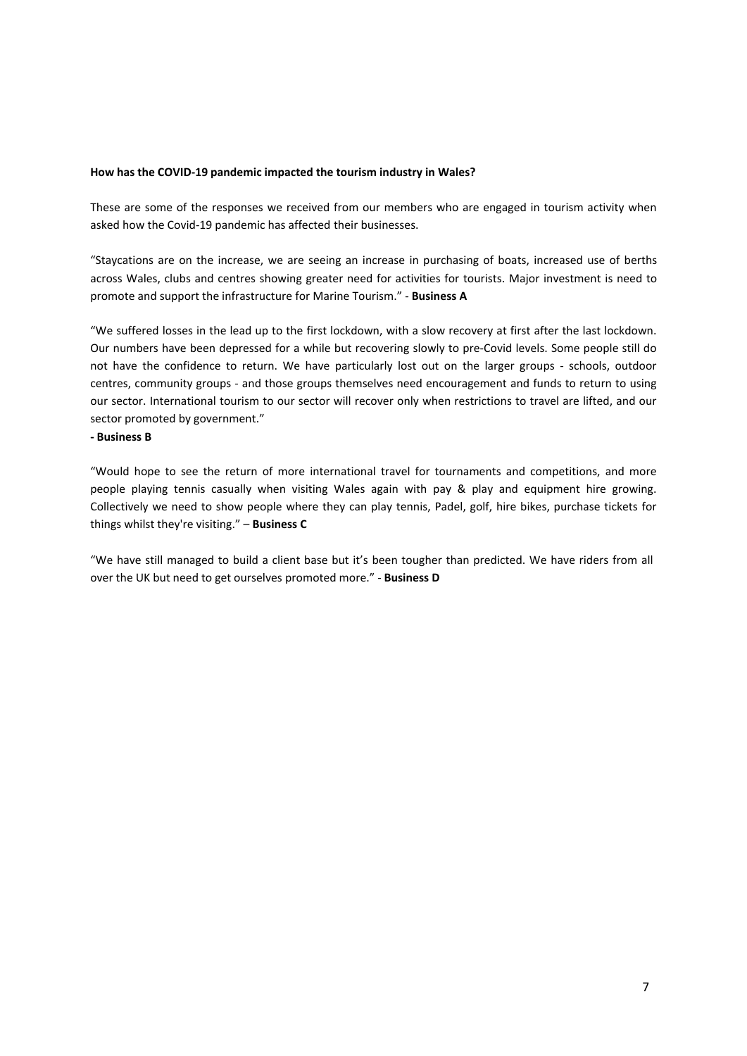**How has the COVID-19 pandemic impacted the tourism industry in Wales?**

These are some of the responses we received from our members who are engaged in tourism activity when asked how the Covid-19 pandemic has affected their businesses.

"Staycations are on the increase, we are seeing an increase in purchasing of boats, increased use of berths across Wales, clubs and centres showing greater need for activities for tourists. Major investment is need to promote and support the infrastructure for Marine Tourism." - **Business A**

"We suffered losses in the lead up to the first lockdown, with a slow recovery at first after the last lockdown. Our numbers have been depressed for a while but recovering slowly to pre-Covid levels. Some people still do not have the confidence to return. We have particularly lost out on the larger groups - schools, outdoor centres, community groups - and those groups themselves need encouragement and funds to return to using our sector. International tourism to our sector will recover only when restrictions to travel are lifted, and our sector promoted by government."

**- Business B**

"Would hope to see the return of more international travel for tournaments and competitions, and more people playing tennis casually when visiting Wales again with pay & play and equipment hire growing. Collectively we need to show people where they can play tennis, Padel, golf, hire bikes, purchase tickets for things whilst they're visiting." – **Business C**

"We have still managed to build a client base but it's been tougher than predicted. We have riders from all over the UK but need to get ourselves promoted more." - **Business D**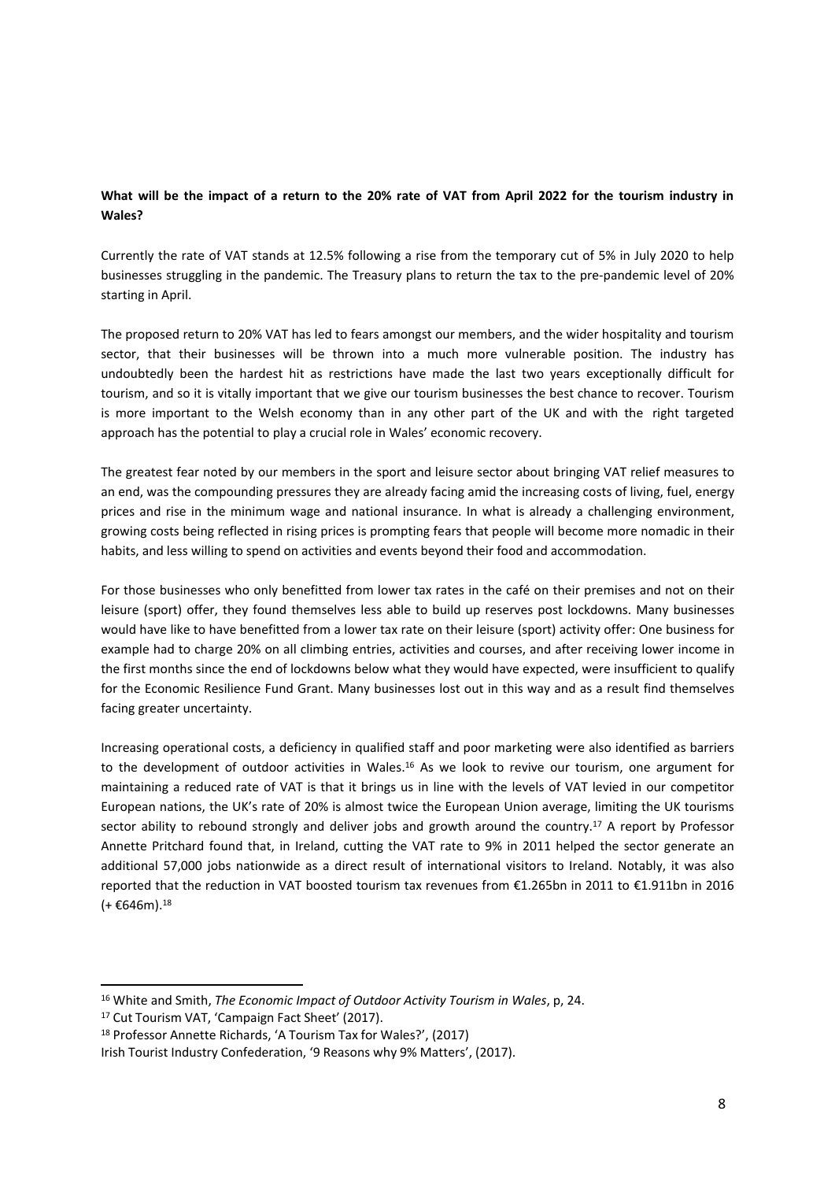**What will be the impact of a return to the 20% rate of VAT from April 2022 for the tourism industry in Wales?**

Currently the rate of VAT stands at 12.5% following a rise from the temporary cut of 5% in July 2020 to help businesses struggling in the pandemic. The Treasury plans to return the tax to the pre-pandemic level of 20% starting in April.

The proposed return to 20% VAT has led to fears amongst our members, and the wider hospitality and tourism sector, that their businesses will be thrown into a much more vulnerable position. The industry has undoubtedly been the hardest hit as restrictions have made the last two years exceptionally difficult for tourism, and so it is vitally important that we give our tourism businesses the best chance to recover. Tourism is more important to the Welsh economy than in any other part of the UK and with the right targeted approach has the potential to play a crucial role in Wales' economic recovery.

The greatest fear noted by our members in the sport and leisure sector about bringing VAT relief measures to an end, was the compounding pressures they are already facing amid the increasing costs of living, fuel, energy prices and rise in the minimum wage and national insurance. In what is already a challenging environment, growing costs being reflected in rising prices is prompting fears that people will become more nomadic in their habits, and less willing to spend on activities and events beyond their food and accommodation.

For those businesses who only benefitted from lower tax rates in the café on their premises and not on their leisure (sport) offer, they found themselves less able to build up reserves post lockdowns. Many businesses would have like to have benefitted from a lower tax rate on their leisure (sport) activity offer: One business for example had to charge 20% on all climbing entries, activities and courses, and after receiving lower income in the first months since the end of lockdowns below what they would have expected, were insufficient to qualify for the Economic Resilience Fund Grant. Many businesses lost out in this way and as a result find themselves facing greater uncertainty.

Increasing operational costs, a deficiency in qualified staff and poor marketing were also identified as barriers to the development of outdoor activities in Wales.[16] As we look to revive our tourism, one argument for maintaining a reduced rate of VAT is that it brings us in line with the levels of VAT levied in our competitor European nations, the UK's rate of 20% is almost twice the European Union average, limiting the UK tourisms sector ability to rebound strongly and deliver jobs and growth around the country.[17] A report by Professor Annette Pritchard found that, in Ireland, cutting the VAT rate to 9% in 2011 helped the sector generate an additional 57,000 jobs nationwide as a direct result of international visitors to Ireland. Notably, it was also reported that the reduction in VAT boosted tourism tax revenues from €1.265bn in 2011 to €1.911bn in 2016 (+ €646m).[18]

---

[16] White and Smith, *The Economic Impact of Outdoor Activity Tourism in Wales*, p, 24.

[17] Cut Tourism VAT, 'Campaign Fact Sheet' (2017).

[18] Professor Annette Richards, 'A Tourism Tax for Wales?', (2017)

Irish Tourist Industry Confederation, '9 Reasons why 9% Matters', (2017).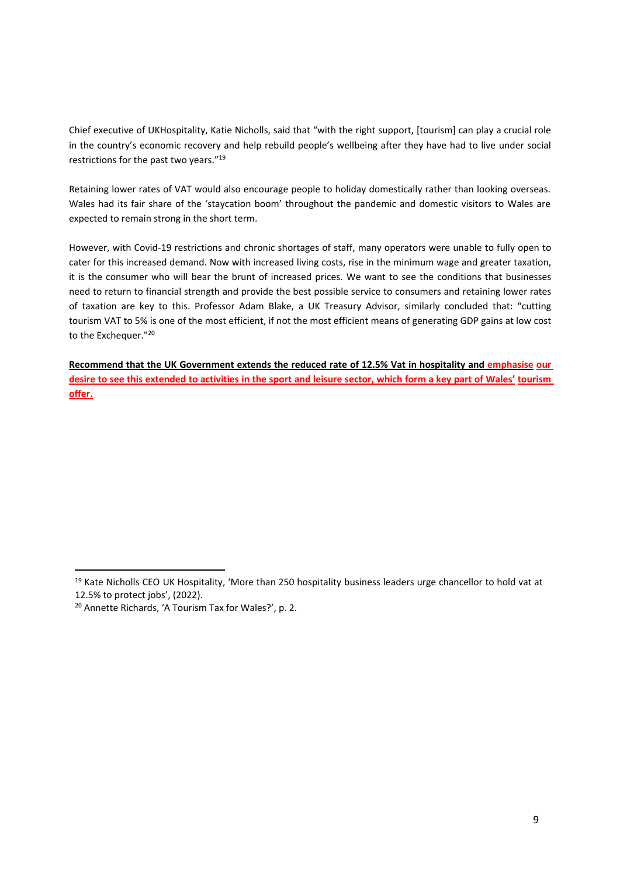Chief executive of UKHospitality, Katie Nicholls, said that "with the right support, [tourism] can play a crucial role in the country's economic recovery and help rebuild people's wellbeing after they have had to live under social restrictions for the past two years."[19]

Retaining lower rates of VAT would also encourage people to holiday domestically rather than looking overseas. Wales had its fair share of the 'staycation boom' throughout the pandemic and domestic visitors to Wales are expected to remain strong in the short term.

However, with Covid-19 restrictions and chronic shortages of staff, many operators were unable to fully open to cater for this increased demand. Now with increased living costs, rise in the minimum wage and greater taxation, it is the consumer who will bear the brunt of increased prices. We want to see the conditions that businesses need to return to financial strength and provide the best possible service to consumers and retaining lower rates of taxation are key to this. Professor Adam Blake, a UK Treasury Advisor, similarly concluded that: "cutting tourism VAT to 5% is one of the most efficient, if not the most efficient means of generating GDP gains at low cost to the Exchequer."[20]

**Recommend that the UK Government extends the reduced rate of 12.5% Vat in hospitality and emphasise our desire to see this extended to activities in the sport and leisure sector, which form a key part of Wales' tourism offer.**

---

[19] Kate Nicholls CEO UK Hospitality, 'More than 250 hospitality business leaders urge chancellor to hold vat at 12.5% to protect jobs', (2022).

[20] Annette Richards, 'A Tourism Tax for Wales?', p. 2.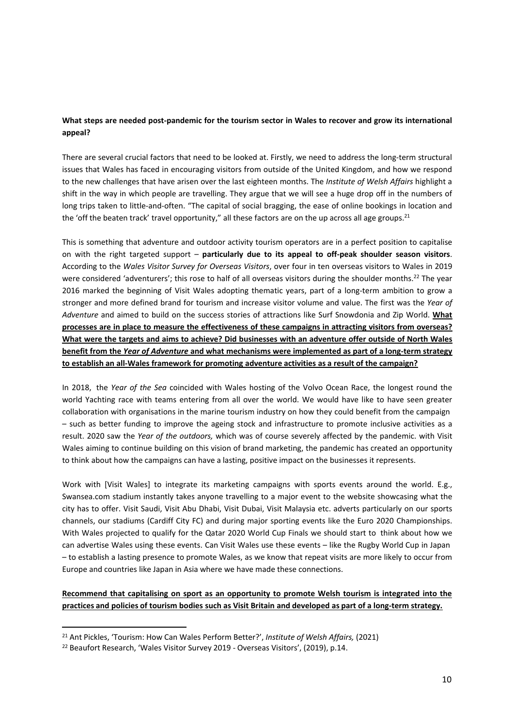**What steps are needed post-pandemic for the tourism sector in Wales to recover and grow its international appeal?**

There are several crucial factors that need to be looked at. Firstly, we need to address the long-term structural issues that Wales has faced in encouraging visitors from outside of the United Kingdom, and how we respond to the new challenges that have arisen over the last eighteen months. The *Institute of Welsh Affairs* highlight a shift in the way in which people are travelling. They argue that we will see a huge drop off in the numbers of long trips taken to little-and-often. "The capital of social bragging, the ease of online bookings in location and the 'off the beaten track' travel opportunity," all these factors are on the up across all age groups.[21]

This is something that adventure and outdoor activity tourism operators are in a perfect position to capitalise on with the right targeted support – **particularly due to its appeal to off-peak shoulder season visitors**. According to the *Wales Visitor Survey for Overseas Visitors*, over four in ten overseas visitors to Wales in 2019 were considered 'adventurers'; this rose to half of all overseas visitors during the shoulder months.[22] The year 2016 marked the beginning of Visit Wales adopting thematic years, part of a long-term ambition to grow a stronger and more defined brand for tourism and increase visitor volume and value. The first was the *Year of Adventure* and aimed to build on the success stories of attractions like Surf Snowdonia and Zip World. **<u>What processes are in place to measure the effectiveness of these campaigns in attracting visitors from overseas? What were the targets and aims to achieve? Did businesses with an adventure offer outside of North Wales benefit from the *Year of Adventure* and what mechanisms were implemented as part of a long-term strategy to establish an all-Wales framework for promoting adventure activities as a result of the campaign?</u>**

In 2018, the *Year of the Sea* coincided with Wales hosting of the Volvo Ocean Race, the longest round the world Yachting race with teams entering from all over the world. We would have like to have seen greater collaboration with organisations in the marine tourism industry on how they could benefit from the campaign – such as better funding to improve the ageing stock and infrastructure to promote inclusive activities as a result. 2020 saw the *Year of the outdoors,* which was of course severely affected by the pandemic. with Visit Wales aiming to continue building on this vision of brand marketing, the pandemic has created an opportunity to think about how the campaigns can have a lasting, positive impact on the businesses it represents.

Work with [Visit Wales] to integrate its marketing campaigns with sports events around the world. E.g., Swansea.com stadium instantly takes anyone travelling to a major event to the website showcasing what the city has to offer. Visit Saudi, Visit Abu Dhabi, Visit Dubai, Visit Malaysia etc. adverts particularly on our sports channels, our stadiums (Cardiff City FC) and during major sporting events like the Euro 2020 Championships. With Wales projected to qualify for the Qatar 2020 World Cup Finals we should start to think about how we can advertise Wales using these events. Can Visit Wales use these events – like the Rugby World Cup in Japan – to establish a lasting presence to promote Wales, as we know that repeat visits are more likely to occur from Europe and countries like Japan in Asia where we have made these connections.

**<u>Recommend that capitalising on sport as an opportunity to promote Welsh tourism is integrated into the practices and policies of tourism bodies such as Visit Britain and developed as part of a long-term strategy.</u>**

---

[21] Ant Pickles, 'Tourism: How Can Wales Perform Better?', *Institute of Welsh Affairs,* (2021)

[22] Beaufort Research, 'Wales Visitor Survey 2019 - Overseas Visitors', (2019), p.14.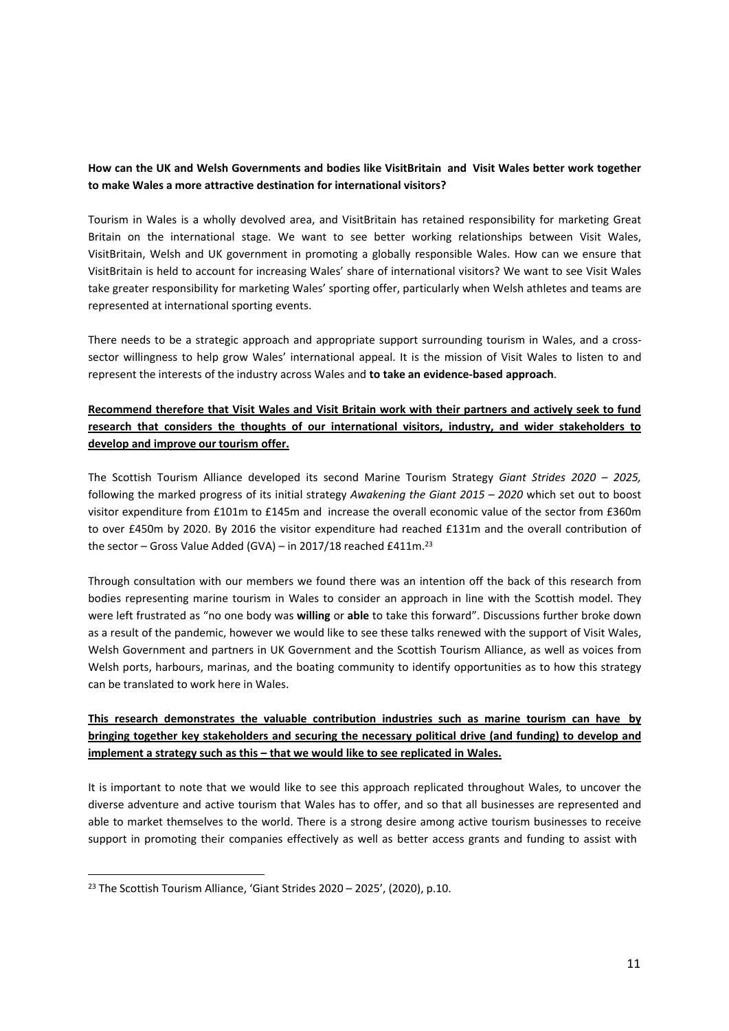**How can the UK and Welsh Governments and bodies like VisitBritain and Visit Wales better work together to make Wales a more attractive destination for international visitors?**

Tourism in Wales is a wholly devolved area, and VisitBritain has retained responsibility for marketing Great Britain on the international stage. We want to see better working relationships between Visit Wales, VisitBritain, Welsh and UK government in promoting a globally responsible Wales. How can we ensure that VisitBritain is held to account for increasing Wales' share of international visitors? We want to see Visit Wales take greater responsibility for marketing Wales' sporting offer, particularly when Welsh athletes and teams are represented at international sporting events.

There needs to be a strategic approach and appropriate support surrounding tourism in Wales, and a cross-sector willingness to help grow Wales' international appeal. It is the mission of Visit Wales to listen to and represent the interests of the industry across Wales and **to take an evidence-based approach**.

<u>**Recommend therefore that Visit Wales and Visit Britain work with their partners and actively seek to fund research that considers the thoughts of our international visitors, industry, and wider stakeholders to develop and improve our tourism offer.**</u>

The Scottish Tourism Alliance developed its second Marine Tourism Strategy *Giant Strides 2020 – 2025,* following the marked progress of its initial strategy *Awakening the Giant 2015 – 2020* which set out to boost visitor expenditure from £101m to £145m and increase the overall economic value of the sector from £360m to over £450m by 2020. By 2016 the visitor expenditure had reached £131m and the overall contribution of the sector – Gross Value Added (GVA) – in 2017/18 reached £411m.[23]

Through consultation with our members we found there was an intention off the back of this research from bodies representing marine tourism in Wales to consider an approach in line with the Scottish model. They were left frustrated as "no one body was **willing** or **able** to take this forward". Discussions further broke down as a result of the pandemic, however we would like to see these talks renewed with the support of Visit Wales, Welsh Government and partners in UK Government and the Scottish Tourism Alliance, as well as voices from Welsh ports, harbours, marinas, and the boating community to identify opportunities as to how this strategy can be translated to work here in Wales.

<u>**This research demonstrates the valuable contribution industries such as marine tourism can have by bringing together key stakeholders and securing the necessary political drive (and funding) to develop and implement a strategy such as this – that we would like to see replicated in Wales.**</u>

It is important to note that we would like to see this approach replicated throughout Wales, to uncover the diverse adventure and active tourism that Wales has to offer, and so that all businesses are represented and able to market themselves to the world. There is a strong desire among active tourism businesses to receive support in promoting their companies effectively as well as better access grants and funding to assist with

---

[23] The Scottish Tourism Alliance, 'Giant Strides 2020 – 2025', (2020), p.10.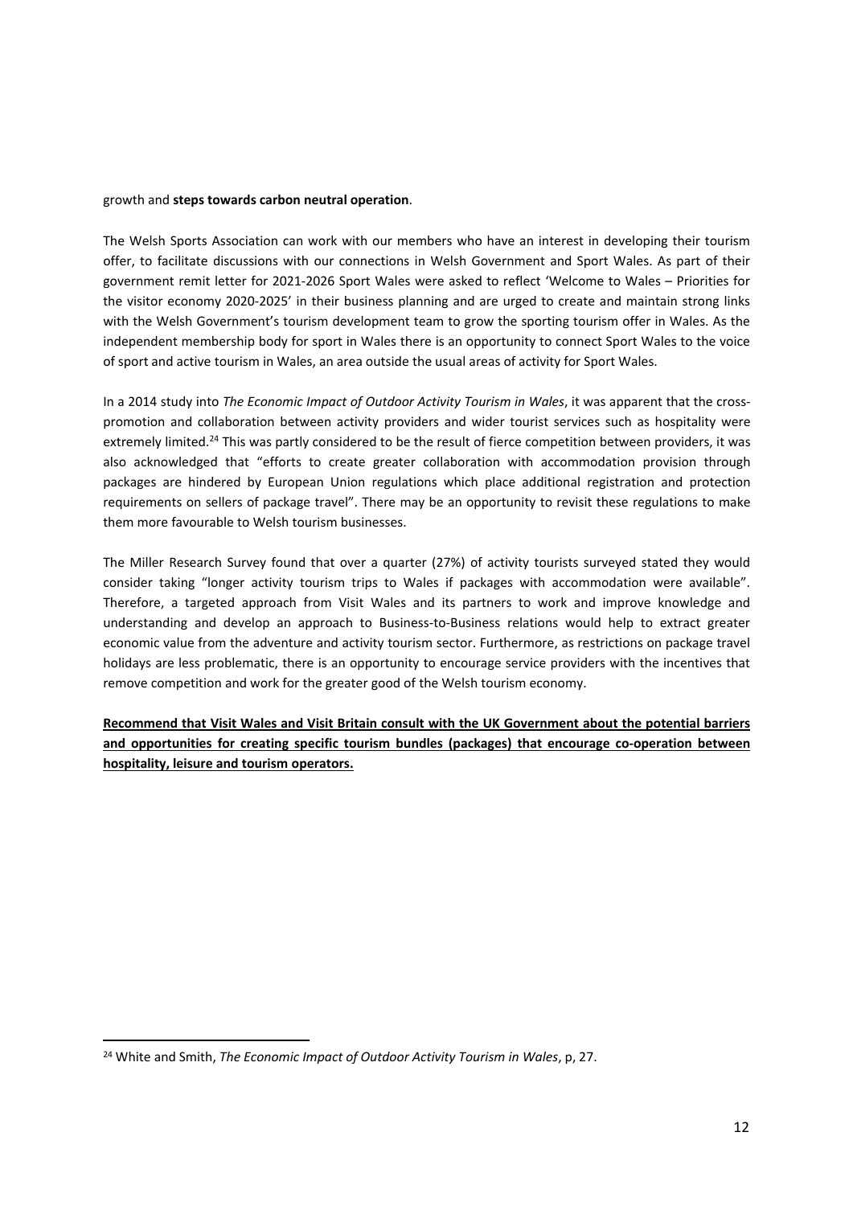growth and **steps towards carbon neutral operation**.

The Welsh Sports Association can work with our members who have an interest in developing their tourism offer, to facilitate discussions with our connections in Welsh Government and Sport Wales. As part of their government remit letter for 2021-2026 Sport Wales were asked to reflect 'Welcome to Wales – Priorities for the visitor economy 2020-2025' in their business planning and are urged to create and maintain strong links with the Welsh Government's tourism development team to grow the sporting tourism offer in Wales. As the independent membership body for sport in Wales there is an opportunity to connect Sport Wales to the voice of sport and active tourism in Wales, an area outside the usual areas of activity for Sport Wales.

In a 2014 study into *The Economic Impact of Outdoor Activity Tourism in Wales*, it was apparent that the cross-promotion and collaboration between activity providers and wider tourist services such as hospitality were extremely limited.[24] This was partly considered to be the result of fierce competition between providers, it was also acknowledged that "efforts to create greater collaboration with accommodation provision through packages are hindered by European Union regulations which place additional registration and protection requirements on sellers of package travel". There may be an opportunity to revisit these regulations to make them more favourable to Welsh tourism businesses.

The Miller Research Survey found that over a quarter (27%) of activity tourists surveyed stated they would consider taking "longer activity tourism trips to Wales if packages with accommodation were available". Therefore, a targeted approach from Visit Wales and its partners to work and improve knowledge and understanding and develop an approach to Business-to-Business relations would help to extract greater economic value from the adventure and activity tourism sector. Furthermore, as restrictions on package travel holidays are less problematic, there is an opportunity to encourage service providers with the incentives that remove competition and work for the greater good of the Welsh tourism economy.

**Recommend that Visit Wales and Visit Britain consult with the UK Government about the potential barriers and opportunities for creating specific tourism bundles (packages) that encourage co-operation between hospitality, leisure and tourism operators.**

---

[24] White and Smith, *The Economic Impact of Outdoor Activity Tourism in Wales*, p, 27.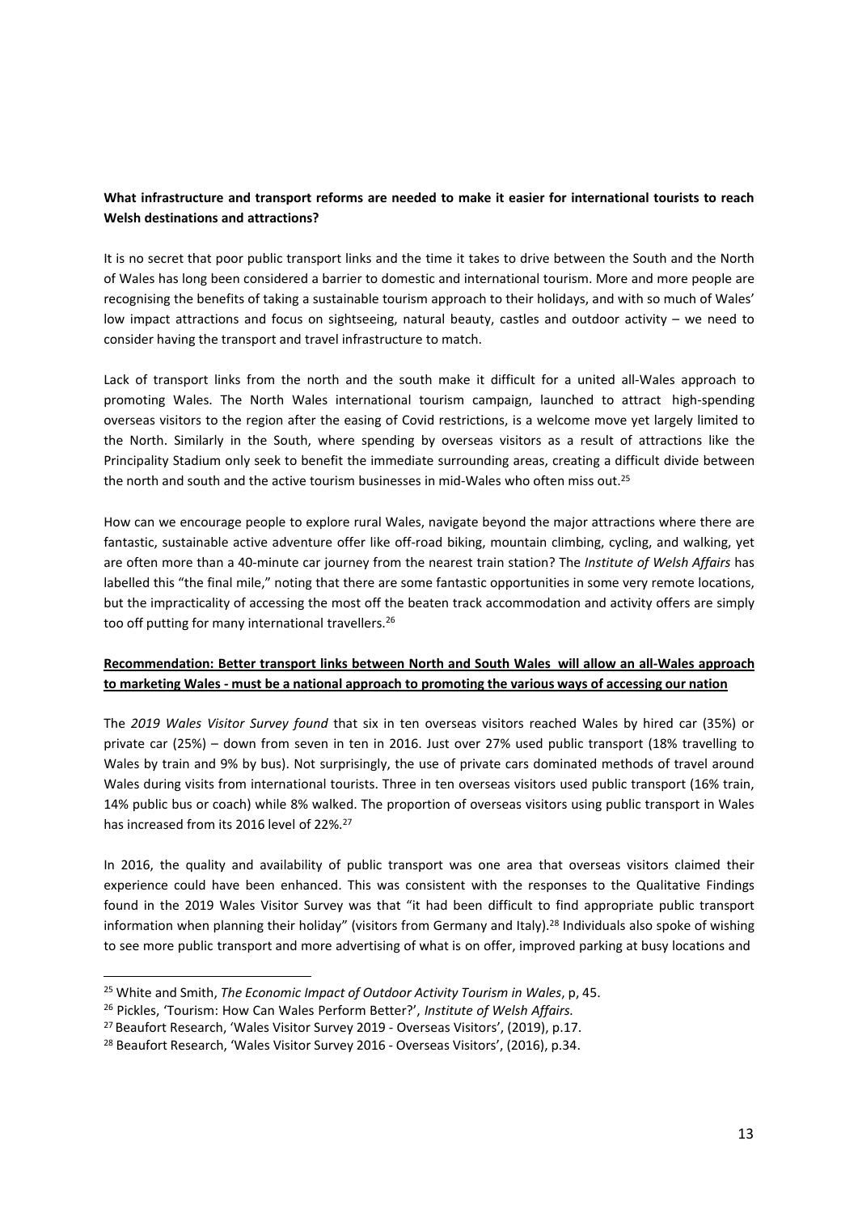**What infrastructure and transport reforms are needed to make it easier for international tourists to reach Welsh destinations and attractions?**

It is no secret that poor public transport links and the time it takes to drive between the South and the North of Wales has long been considered a barrier to domestic and international tourism. More and more people are recognising the benefits of taking a sustainable tourism approach to their holidays, and with so much of Wales' low impact attractions and focus on sightseeing, natural beauty, castles and outdoor activity – we need to consider having the transport and travel infrastructure to match.

Lack of transport links from the north and the south make it difficult for a united all-Wales approach to promoting Wales. The North Wales international tourism campaign, launched to attract high-spending overseas visitors to the region after the easing of Covid restrictions, is a welcome move yet largely limited to the North. Similarly in the South, where spending by overseas visitors as a result of attractions like the Principality Stadium only seek to benefit the immediate surrounding areas, creating a difficult divide between the north and south and the active tourism businesses in mid-Wales who often miss out.[25]

How can we encourage people to explore rural Wales, navigate beyond the major attractions where there are fantastic, sustainable active adventure offer like off-road biking, mountain climbing, cycling, and walking, yet are often more than a 40-minute car journey from the nearest train station? The *Institute of Welsh Affairs* has labelled this "the final mile," noting that there are some fantastic opportunities in some very remote locations, but the impracticality of accessing the most off the beaten track accommodation and activity offers are simply too off putting for many international travellers.[26]

**Recommendation: Better transport links between North and South Wales will allow an all-Wales approach to marketing Wales - must be a national approach to promoting the various ways of accessing our nation**

The *2019 Wales Visitor Survey found* that six in ten overseas visitors reached Wales by hired car (35%) or private car (25%) – down from seven in ten in 2016. Just over 27% used public transport (18% travelling to Wales by train and 9% by bus). Not surprisingly, the use of private cars dominated methods of travel around Wales during visits from international tourists. Three in ten overseas visitors used public transport (16% train, 14% public bus or coach) while 8% walked. The proportion of overseas visitors using public transport in Wales has increased from its 2016 level of 22%.[27]

In 2016, the quality and availability of public transport was one area that overseas visitors claimed their experience could have been enhanced. This was consistent with the responses to the Qualitative Findings found in the 2019 Wales Visitor Survey was that "it had been difficult to find appropriate public transport information when planning their holiday" (visitors from Germany and Italy).[28] Individuals also spoke of wishing to see more public transport and more advertising of what is on offer, improved parking at busy locations and

[25] White and Smith, *The Economic Impact of Outdoor Activity Tourism in Wales*, p, 45.

[26] Pickles, 'Tourism: How Can Wales Perform Better?', *Institute of Welsh Affairs.*

[27] Beaufort Research, 'Wales Visitor Survey 2019 - Overseas Visitors', (2019), p.17.

[28] Beaufort Research, 'Wales Visitor Survey 2016 - Overseas Visitors', (2016), p.34.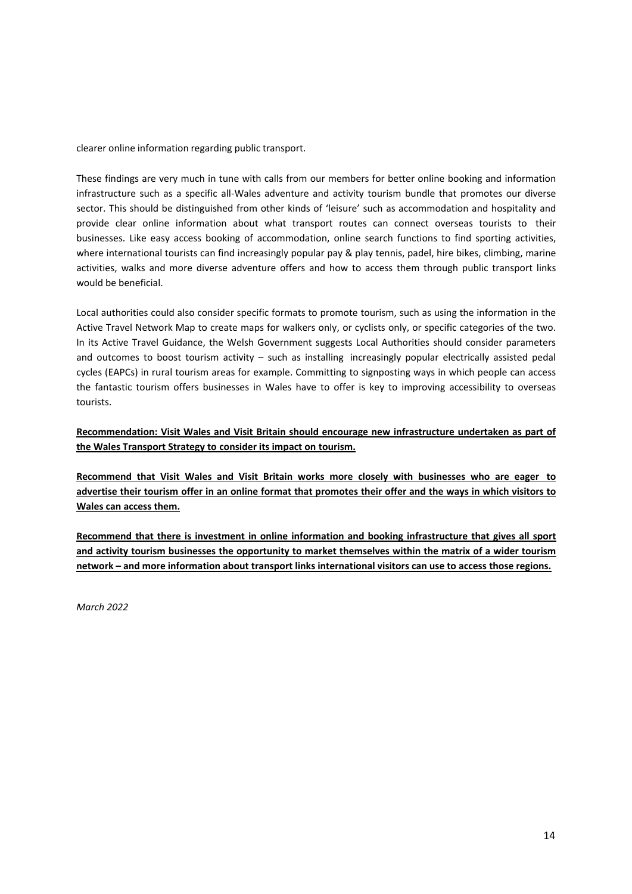clearer online information regarding public transport.

These findings are very much in tune with calls from our members for better online booking and information infrastructure such as a specific all-Wales adventure and activity tourism bundle that promotes our diverse sector. This should be distinguished from other kinds of 'leisure' such as accommodation and hospitality and provide clear online information about what transport routes can connect overseas tourists to their businesses. Like easy access booking of accommodation, online search functions to find sporting activities, where international tourists can find increasingly popular pay & play tennis, padel, hire bikes, climbing, marine activities, walks and more diverse adventure offers and how to access them through public transport links would be beneficial.

Local authorities could also consider specific formats to promote tourism, such as using the information in the Active Travel Network Map to create maps for walkers only, or cyclists only, or specific categories of the two. In its Active Travel Guidance, the Welsh Government suggests Local Authorities should consider parameters and outcomes to boost tourism activity – such as installing increasingly popular electrically assisted pedal cycles (EAPCs) in rural tourism areas for example. Committing to signposting ways in which people can access the fantastic tourism offers businesses in Wales have to offer is key to improving accessibility to overseas tourists.

**Recommendation: Visit Wales and Visit Britain should encourage new infrastructure undertaken as part of the Wales Transport Strategy to consider its impact on tourism.**

**Recommend that Visit Wales and Visit Britain works more closely with businesses who are eager to advertise their tourism offer in an online format that promotes their offer and the ways in which visitors to Wales can access them.**

**Recommend that there is investment in online information and booking infrastructure that gives all sport and activity tourism businesses the opportunity to market themselves within the matrix of a wider tourism network – and more information about transport links international visitors can use to access those regions.**

*March 2022*